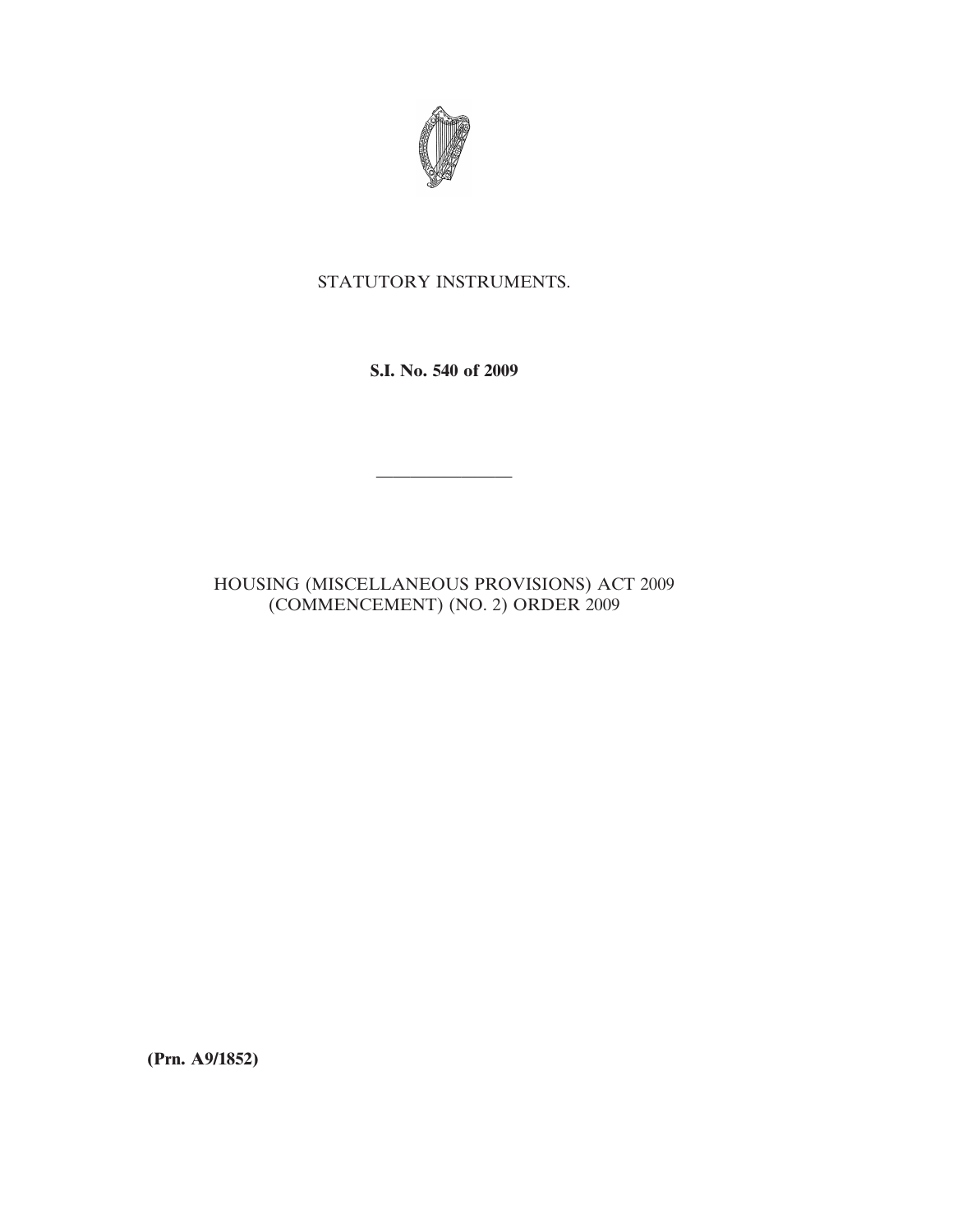STATUTORY INSTRUMENTS.

**S.I. No. 540 of 2009**

---

HOUSING (MISCELLANEOUS PROVISIONS) ACT 2009 (COMMENCEMENT) (NO. 2) ORDER 2009

**(Prn. A9/1852)**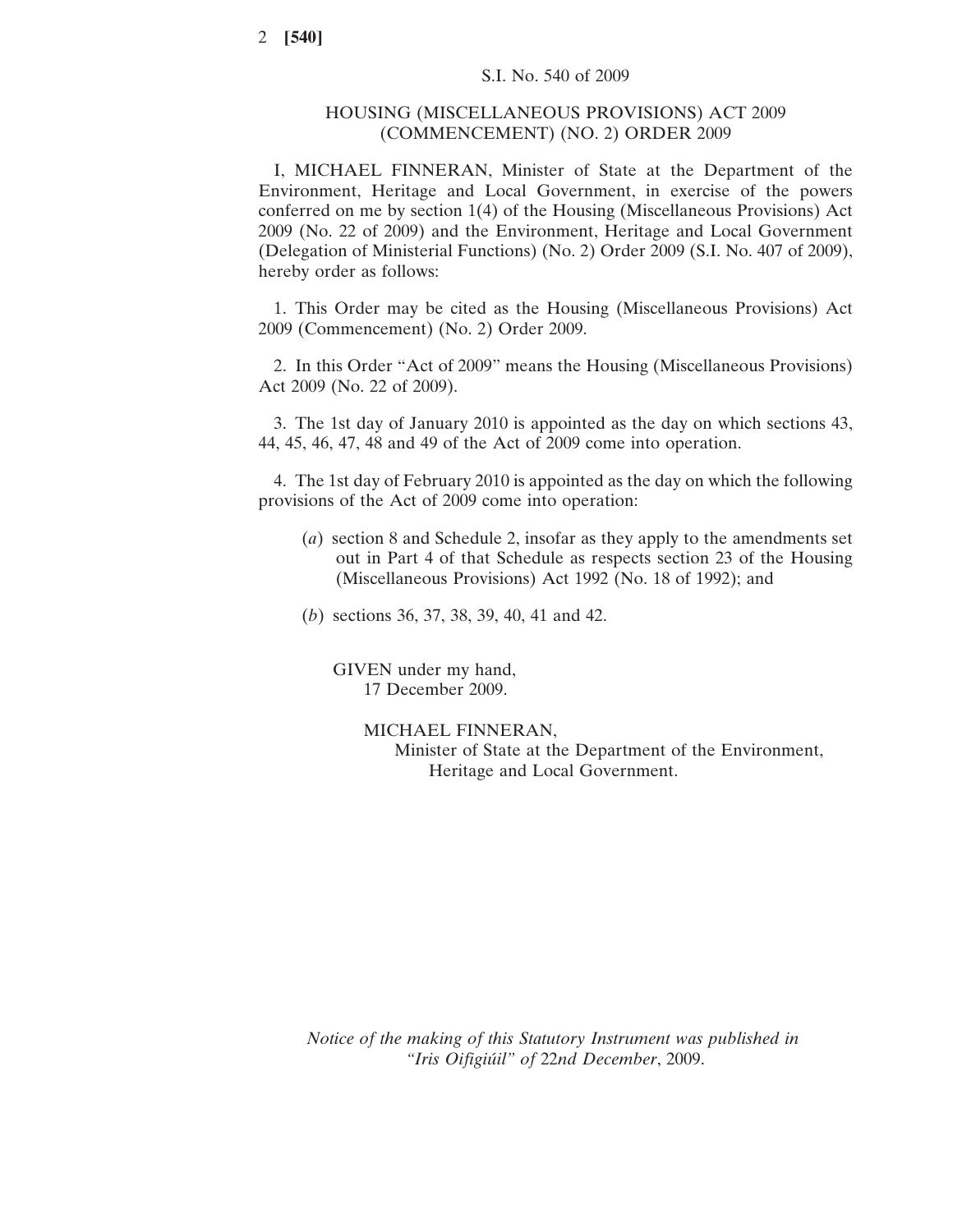S.I. No. 540 of 2009

# HOUSING (MISCELLANEOUS PROVISIONS) ACT 2009 (COMMENCEMENT) (NO. 2) ORDER 2009

I, MICHAEL FINNERAN, Minister of State at the Department of the Environment, Heritage and Local Government, in exercise of the powers conferred on me by section 1(4) of the Housing (Miscellaneous Provisions) Act 2009 (No. 22 of 2009) and the Environment, Heritage and Local Government (Delegation of Ministerial Functions) (No. 2) Order 2009 (S.I. No. 407 of 2009), hereby order as follows:

1. This Order may be cited as the Housing (Miscellaneous Provisions) Act 2009 (Commencement) (No. 2) Order 2009.

2. In this Order "Act of 2009" means the Housing (Miscellaneous Provisions) Act 2009 (No. 22 of 2009).

3. The 1st day of January 2010 is appointed as the day on which sections 43, 44, 45, 46, 47, 48 and 49 of the Act of 2009 come into operation.

4. The 1st day of February 2010 is appointed as the day on which the following provisions of the Act of 2009 come into operation:

(*a*) section 8 and Schedule 2, insofar as they apply to the amendments set out in Part 4 of that Schedule as respects section 23 of the Housing (Miscellaneous Provisions) Act 1992 (No. 18 of 1992); and

(*b*) sections 36, 37, 38, 39, 40, 41 and 42.

GIVEN under my hand,
17 December 2009.

MICHAEL FINNERAN,
Minister of State at the Department of the Environment, Heritage and Local Government.

*Notice of the making of this Statutory Instrument was published in "Iris Oifigiúil" of 22nd December, 2009.*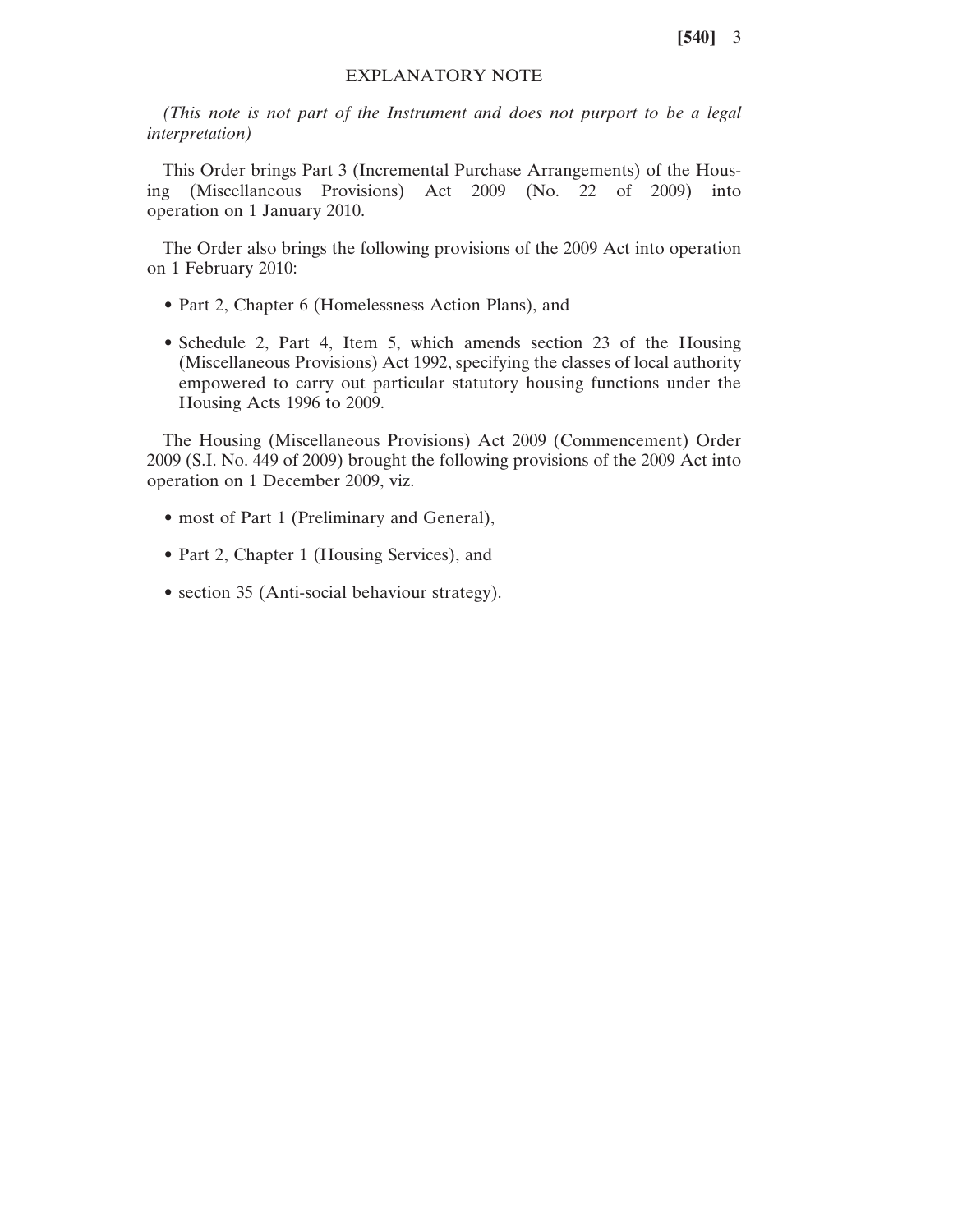## EXPLANATORY NOTE

*(This note is not part of the Instrument and does not purport to be a legal interpretation)*

This Order brings Part 3 (Incremental Purchase Arrangements) of the Housing (Miscellaneous Provisions) Act 2009 (No. 22 of 2009) into operation on 1 January 2010.

The Order also brings the following provisions of the 2009 Act into operation on 1 February 2010:

- Part 2, Chapter 6 (Homelessness Action Plans), and
- Schedule 2, Part 4, Item 5, which amends section 23 of the Housing (Miscellaneous Provisions) Act 1992, specifying the classes of local authority empowered to carry out particular statutory housing functions under the Housing Acts 1996 to 2009.

The Housing (Miscellaneous Provisions) Act 2009 (Commencement) Order 2009 (S.I. No. 449 of 2009) brought the following provisions of the 2009 Act into operation on 1 December 2009, viz.

- most of Part 1 (Preliminary and General),
- Part 2, Chapter 1 (Housing Services), and
- section 35 (Anti-social behaviour strategy).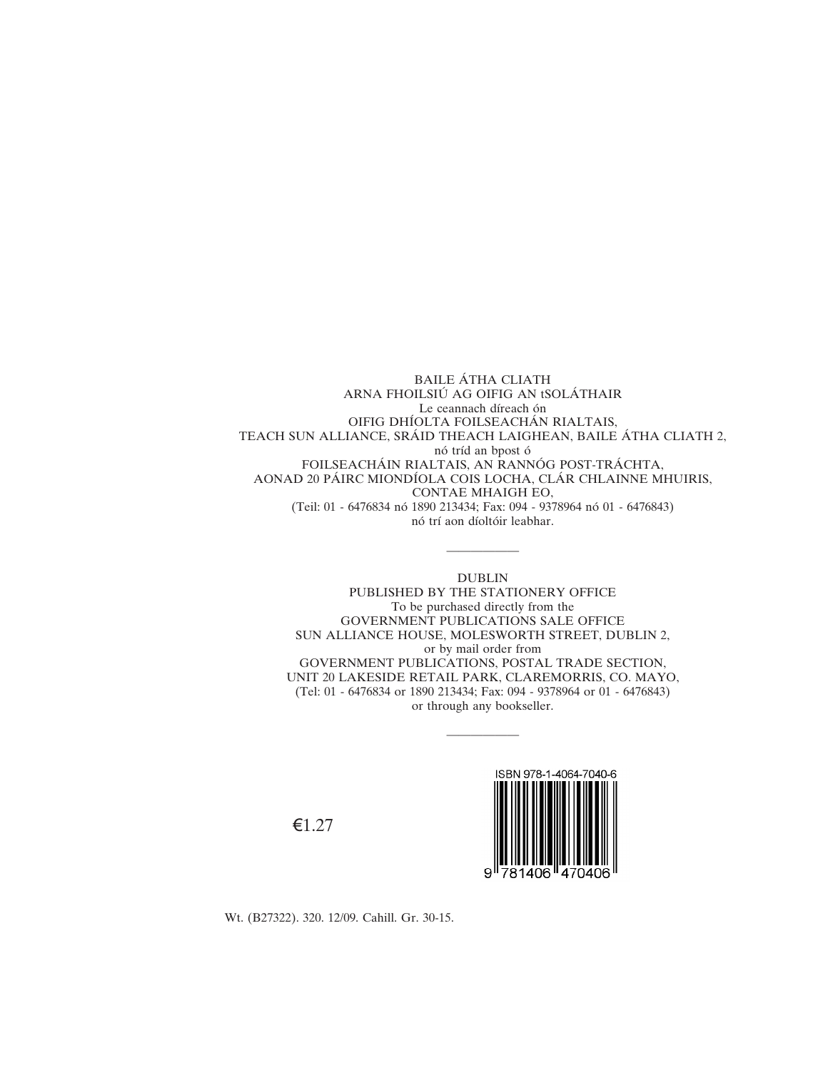BAILE ÁTHA CLIATH
ARNA FHOILSIÚ AG OIFIG AN tSOLÁTHAIR
Le ceannach díreach ón
OIFIG DHÍOLTA FOILSEACHÁN RIALTAIS,
TEACH SUN ALLIANCE, SRÁID THEACH LAIGHEAN, BAILE ÁTHA CLIATH 2,
nó tríd an bpost ó
FOILSEACHÁIN RIALTAIS, AN RANNÓG POST-TRÁCHTA,
AONAD 20 PÁIRC MIONDÍOLA COIS LOCHA, CLÁR CHLAINNE MHUIRIS,
CONTAE MHAIGH EO,
(Teil: 01 - 6476834 nó 1890 213434; Fax: 094 - 9378964 nó 01 - 6476843)
nó trí aon díoltóir leabhar.

---

DUBLIN
PUBLISHED BY THE STATIONERY OFFICE
To be purchased directly from the
GOVERNMENT PUBLICATIONS SALE OFFICE
SUN ALLIANCE HOUSE, MOLESWORTH STREET, DUBLIN 2,
or by mail order from
GOVERNMENT PUBLICATIONS, POSTAL TRADE SECTION,
UNIT 20 LAKESIDE RETAIL PARK, CLAREMORRIS, CO. MAYO,
(Tel: 01 - 6476834 or 1890 213434; Fax: 094 - 9378964 or 01 - 6476843)
or through any bookseller.

---

€1.27

ISBN 978-1-4064-7040-6

9 781406 470406

Wt. (B27322). 320. 12/09. Cahill. Gr. 30-15.